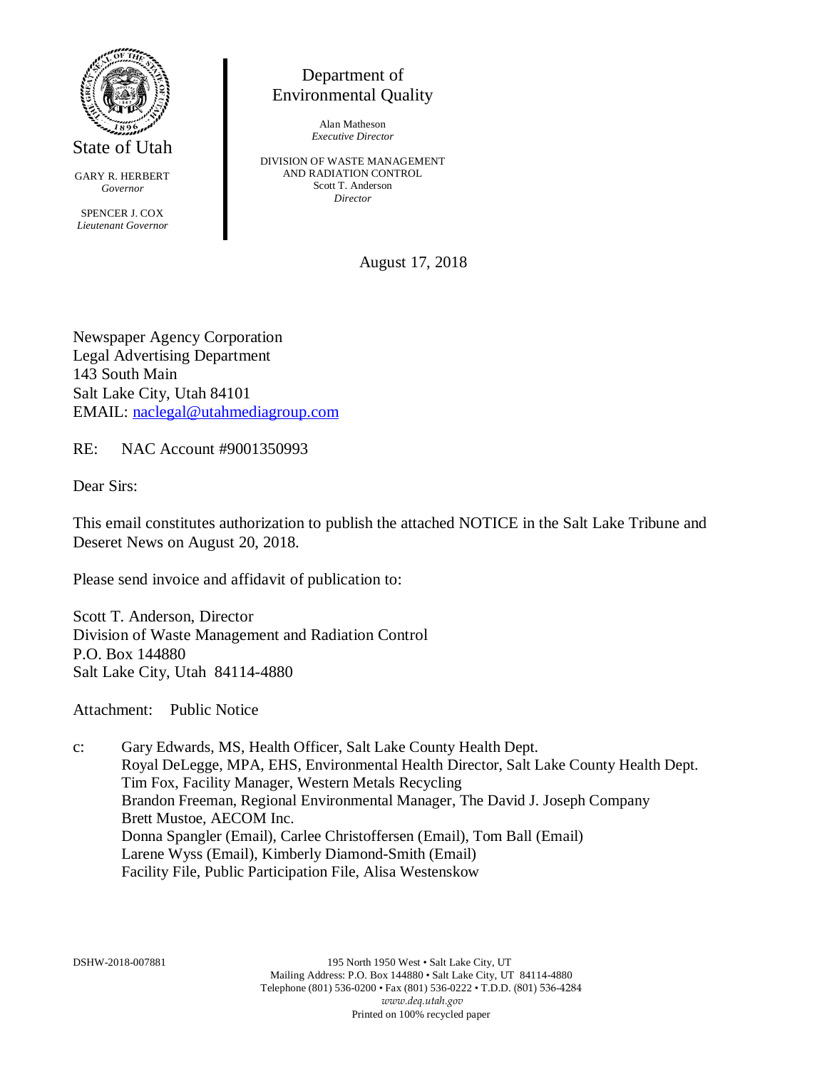State of Utah

GARY R. HERBERT
*Governor*

SPENCER J. COX
*Lieutenant Governor*

Department of
Environmental Quality

Alan Matheson
*Executive Director*

DIVISION OF WASTE MANAGEMENT
AND RADIATION CONTROL
Scott T. Anderson
*Director*

August 17, 2018

Newspaper Agency Corporation
Legal Advertising Department
143 South Main
Salt Lake City, Utah 84101
EMAIL: naclegal@utahmediagroup.com

RE: NAC Account #9001350993

Dear Sirs:

This email constitutes authorization to publish the attached NOTICE in the Salt Lake Tribune and Deseret News on August 20, 2018.

Please send invoice and affidavit of publication to:

Scott T. Anderson, Director
Division of Waste Management and Radiation Control
P.O. Box 144880
Salt Lake City, Utah 84114-4880

Attachment: Public Notice

c: Gary Edwards, MS, Health Officer, Salt Lake County Health Dept.
Royal DeLegge, MPA, EHS, Environmental Health Director, Salt Lake County Health Dept.
Tim Fox, Facility Manager, Western Metals Recycling
Brandon Freeman, Regional Environmental Manager, The David J. Joseph Company
Brett Mustoe, AECOM Inc.
Donna Spangler (Email), Carlee Christoffersen (Email), Tom Ball (Email)
Larene Wyss (Email), Kimberly Diamond-Smith (Email)
Facility File, Public Participation File, Alisa Westenskow

DSHW-2018-007881

195 North 1950 West • Salt Lake City, UT
Mailing Address: P.O. Box 144880 • Salt Lake City, UT 84114-4880
Telephone (801) 536-0200 • Fax (801) 536-0222 • T.D.D. (801) 536-4284
*www.deq.utah.gov*
Printed on 100% recycled paper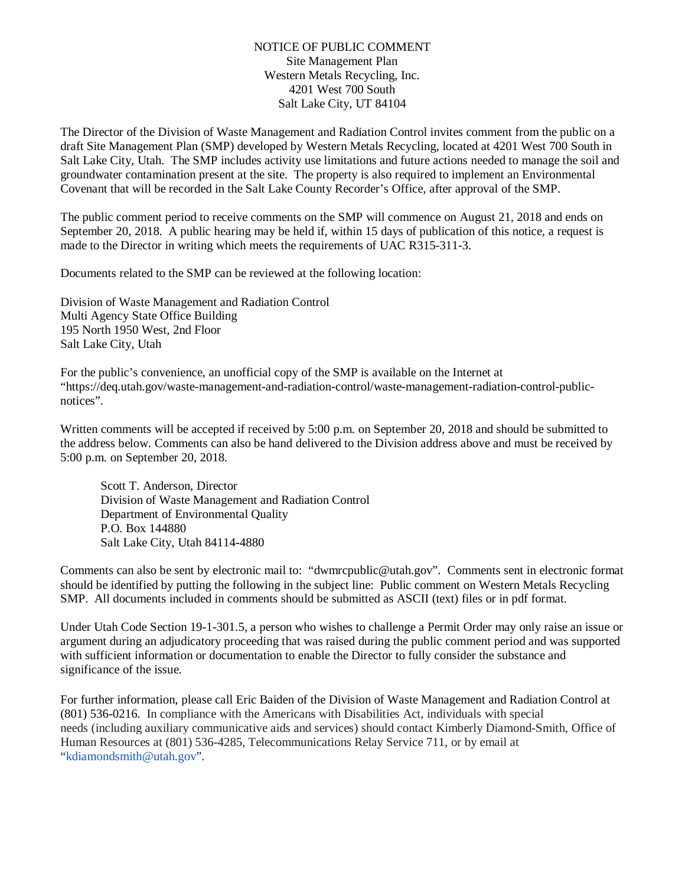NOTICE OF PUBLIC COMMENT
Site Management Plan
Western Metals Recycling, Inc.
4201 West 700 South
Salt Lake City, UT 84104

The Director of the Division of Waste Management and Radiation Control invites comment from the public on a draft Site Management Plan (SMP) developed by Western Metals Recycling, located at 4201 West 700 South in Salt Lake City, Utah. The SMP includes activity use limitations and future actions needed to manage the soil and groundwater contamination present at the site. The property is also required to implement an Environmental Covenant that will be recorded in the Salt Lake County Recorder's Office, after approval of the SMP.

The public comment period to receive comments on the SMP will commence on August 21, 2018 and ends on September 20, 2018. A public hearing may be held if, within 15 days of publication of this notice, a request is made to the Director in writing which meets the requirements of UAC R315-311-3.

Documents related to the SMP can be reviewed at the following location:

Division of Waste Management and Radiation Control
Multi Agency State Office Building
195 North 1950 West, 2nd Floor
Salt Lake City, Utah

For the public's convenience, an unofficial copy of the SMP is available on the Internet at "https://deq.utah.gov/waste-management-and-radiation-control/waste-management-radiation-control-public-notices".

Written comments will be accepted if received by 5:00 p.m. on September 20, 2018 and should be submitted to the address below. Comments can also be hand delivered to the Division address above and must be received by 5:00 p.m. on September 20, 2018.

> Scott T. Anderson, Director
> Division of Waste Management and Radiation Control
> Department of Environmental Quality
> P.O. Box 144880
> Salt Lake City, Utah 84114-4880

Comments can also be sent by electronic mail to: "dwmrcpublic@utah.gov". Comments sent in electronic format should be identified by putting the following in the subject line: Public comment on Western Metals Recycling SMP. All documents included in comments should be submitted as ASCII (text) files or in pdf format.

Under Utah Code Section 19-1-301.5, a person who wishes to challenge a Permit Order may only raise an issue or argument during an adjudicatory proceeding that was raised during the public comment period and was supported with sufficient information or documentation to enable the Director to fully consider the substance and significance of the issue.

For further information, please call Eric Baiden of the Division of Waste Management and Radiation Control at (801) 536-0216. In compliance with the Americans with Disabilities Act, individuals with special needs (including auxiliary communicative aids and services) should contact Kimberly Diamond-Smith, Office of Human Resources at (801) 536-4285, Telecommunications Relay Service 711, or by email at "kdiamondsmith@utah.gov".